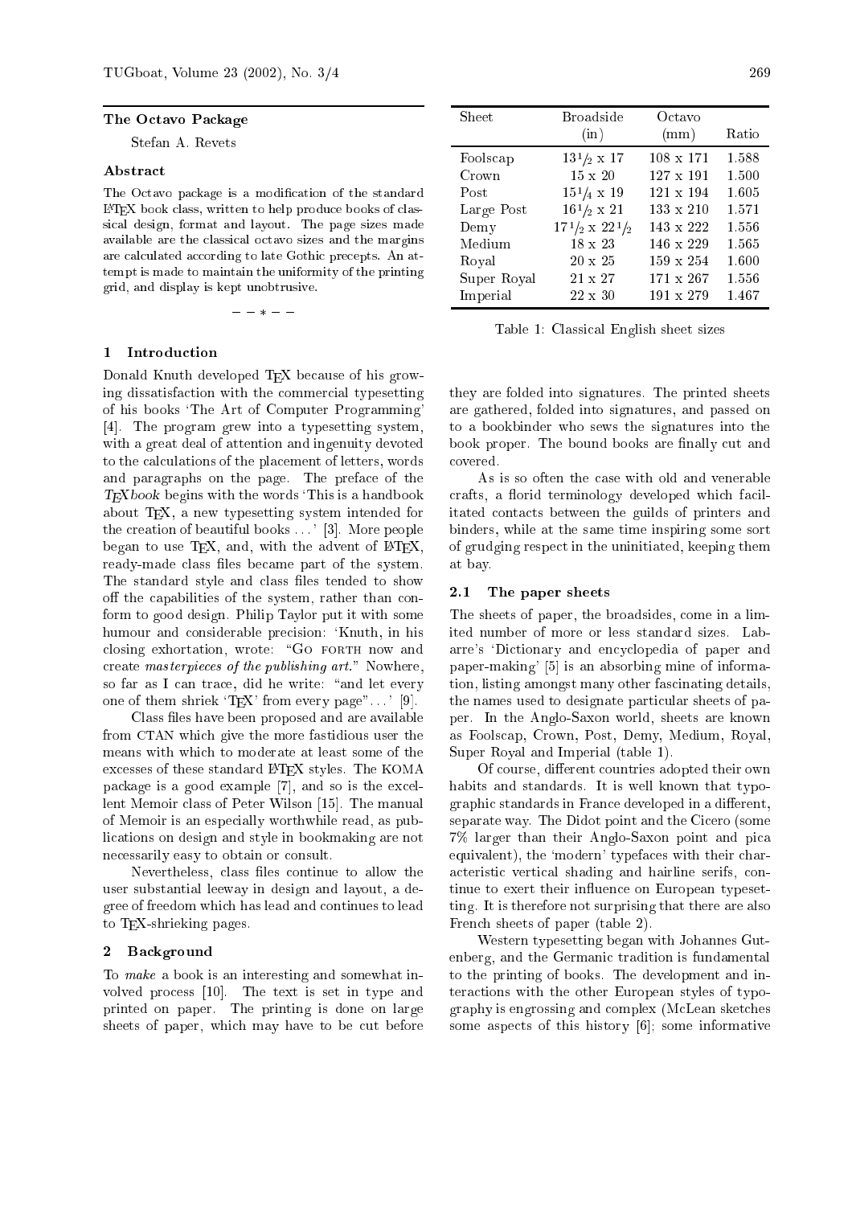## The Octavo Package

Stefan A. Revets

### Abstract

The Octavo package is a modification of the standard LaTeX book class, written to help produce books of classical design, format and layout. The page sizes made available are the classical octavo sizes and the margins are calculated according to late Gothic precepts. An attempt is made to maintain the uniformity of the printing grid, and display is kept unobtrusive.

– – \* – –

## 1 Introduction

Donald Knuth developed TeX because of his growing dissatisfaction with the commercial typesetting of his books 'The Art of Computer Programming' [4]. The program grew into a typesetting system, with a great deal of attention and ingenuity devoted to the calculations of the placement of letters, words and paragraphs on the page. The preface of the *TeXbook* begins with the words 'This is a handbook about TeX, a new typesetting system intended for the creation of beautiful books ...' [3]. More people began to use TeX, and, with the advent of LaTeX, ready-made class files became part of the system. The standard style and class files tended to show off the capabilities of the system, rather than conform to good design. Philip Taylor put it with some humour and considerable precision: 'Knuth, in his closing exhortation, wrote: "Go forth now and create *masterpieces of the publishing art*." Nowhere, so far as I can trace, did he write: "and let every one of them shriek 'TeX' from every page"...' [9].

Class files have been proposed and are available from CTAN which give the more fastidious user the means with which to moderate at least some of the excesses of these standard LaTeX styles. The KOMA package is a good example [7], and so is the excellent Memoir class of Peter Wilson [15]. The manual of Memoir is an especially worthwhile read, as publications on design and style in bookmaking are not necessarily easy to obtain or consult.

Nevertheless, class files continue to allow the user substantial leeway in design and layout, a degree of freedom which has lead and continues to lead to TeX-shrieking pages.

## 2 Background

To *make* a book is an interesting and somewhat involved process [10]. The text is set in type and printed on paper. The printing is done on large sheets of paper, which may have to be cut before they are folded into signatures. The printed sheets are gathered, folded into signatures, and passed on to a bookbinder who sews the signatures into the book proper. The bound books are finally cut and covered.

| Sheet | Broadside (in) | Octavo (mm) | Ratio |
|---|---|---|---|
| Foolscap | 13½ x 17 | 108 x 171 | 1.588 |
| Crown | 15 x 20 | 127 x 191 | 1.500 |
| Post | 15¼ x 19 | 121 x 194 | 1.605 |
| Large Post | 16½ x 21 | 133 x 210 | 1.571 |
| Demy | 17½ x 22½ | 143 x 222 | 1.556 |
| Medium | 18 x 23 | 146 x 229 | 1.565 |
| Royal | 20 x 25 | 159 x 254 | 1.600 |
| Super Royal | 21 x 27 | 171 x 267 | 1.556 |
| Imperial | 22 x 30 | 191 x 279 | 1.467 |

Table 1: Classical English sheet sizes

As is so often the case with old and venerable crafts, a florid terminology developed which facilitated contacts between the guilds of printers and binders, while at the same time inspiring some sort of grudging respect in the uninitiated, keeping them at bay.

### 2.1 The paper sheets

The sheets of paper, the broadsides, come in a limited number of more or less standard sizes. Labarre's 'Dictionary and encyclopedia of paper and paper-making' [5] is an absorbing mine of information, listing amongst many other fascinating details, the names used to designate particular sheets of paper. In the Anglo-Saxon world, sheets are known as Foolscap, Crown, Post, Demy, Medium, Royal, Super Royal and Imperial (table 1).

Of course, different countries adopted their own habits and standards. It is well known that typographic standards in France developed in a different, separate way. The Didot point and the Cicero (some 7% larger than their Anglo-Saxon point and pica equivalent), the 'modern' typefaces with their characteristic vertical shading and hairline serifs, continue to exert their influence on European typesetting. It is therefore not surprising that there are also French sheets of paper (table 2).

Western typesetting began with Johannes Gutenberg, and the Germanic tradition is fundamental to the printing of books. The development and interactions with the other European styles of typography is engrossing and complex (McLean sketches some aspects of this history [6]; some informative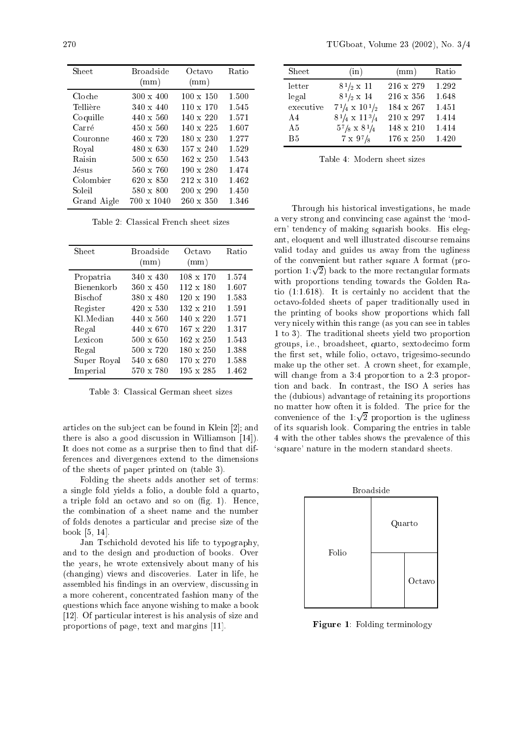| Sheet | Broadside (mm) | Octavo (mm) | Ratio |
|---|---|---|---|
| Cloche | 300 x 400 | 100 x 150 | 1.500 |
| Tellière | 340 x 440 | 110 x 170 | 1.545 |
| Coquille | 440 x 560 | 140 x 220 | 1.571 |
| Carré | 450 x 560 | 140 x 225 | 1.607 |
| Couronne | 460 x 720 | 180 x 230 | 1.277 |
| Royal | 480 x 630 | 157 x 240 | 1.529 |
| Raisin | 500 x 650 | 162 x 250 | 1.543 |
| Jésus | 560 x 760 | 190 x 280 | 1.474 |
| Colombier | 620 x 850 | 212 x 310 | 1.462 |
| Soleil | 580 x 800 | 200 x 290 | 1.450 |
| Grand Aigle | 700 x 1040 | 260 x 350 | 1.346 |

Table 2: Classical French sheet sizes

| Sheet | Broadside (mm) | Octavo (mm) | Ratio |
|---|---|---|---|
| Propatria | 340 x 430 | 108 x 170 | 1.574 |
| Bienenkorb | 360 x 450 | 112 x 180 | 1.607 |
| Bischof | 380 x 480 | 120 x 190 | 1.583 |
| Register | 420 x 530 | 132 x 210 | 1.591 |
| Kl.Median | 440 x 560 | 140 x 220 | 1.571 |
| Regal | 440 x 670 | 167 x 220 | 1.317 |
| Lexicon | 500 x 650 | 162 x 250 | 1.543 |
| Regal | 500 x 720 | 180 x 250 | 1.388 |
| Super Royal | 540 x 680 | 170 x 270 | 1.588 |
| Imperial | 570 x 780 | 195 x 285 | 1.462 |

Table 3: Classical German sheet sizes

articles on the subject can be found in Klein [2]; and there is also a good discussion in Williamson [14]). It does not come as a surprise then to find that differences and divergences extend to the dimensions of the sheets of paper printed on (table 3).

Folding the sheets adds another set of terms: a single fold yields a folio, a double fold a quarto, a triple fold an octavo and so on (fig. 1). Hence, the combination of a sheet name and the number of folds denotes a particular and precise size of the book [5, 14].

Jan Tschichold devoted his life to typography, and to the design and production of books. Over the years, he wrote extensively about many of his (changing) views and discoveries. Later in life, he assembled his findings in an overview, discussing in a more coherent, concentrated fashion many of the questions which face anyone wishing to make a book [12]. Of particular interest is his analysis of size and proportions of page, text and margins [11].

| Sheet | (in) | (mm) | Ratio |
|---|---|---|---|
| letter | $8\,^1\!/_2$ x 11 | 216 x 279 | 1.292 |
| legal | $8\,^1\!/_2$ x 14 | 216 x 356 | 1.648 |
| executive | $7\,^1\!/_4$ x $10\,^1\!/_2$ | 184 x 267 | 1.451 |
| A4 | $8\,^1\!/_4$ x $11\,^3\!/_4$ | 210 x 297 | 1.414 |
| A5 | $5\,^7\!/_8$ x $8\,^1\!/_4$ | 148 x 210 | 1.414 |
| B5 | 7 x $9\,^7\!/_8$ | 176 x 250 | 1.420 |

Table 4: Modern sheet sizes

Through his historical investigations, he made a very strong and convincing case against the 'modern' tendency of making squarish books. His elegant, eloquent and well illustrated discourse remains valid today and guides us away from the ugliness of the convenient but rather square A format (proportion $1{:}\sqrt{2}$) back to the more rectangular formats with proportions tending towards the Golden Ratio (1:1.618). It is certainly no accident that the octavo-folded sheets of paper traditionally used in the printing of books show proportions which fall very nicely within this range (as you can see in tables 1 to 3). The traditional sheets yield two proportion groups, i.e., broadsheet, quarto, sextodecimo form the first set, while folio, octavo, trigesimo-secundo make up the other set. A crown sheet, for example, will change from a 3:4 proportion to a 2:3 proportion and back. In contrast, the ISO A series has the (dubious) advantage of retaining its proportions no matter how often it is folded. The price for the convenience of the $1{:}\sqrt{2}$ proportion is the ugliness of its squarish look. Comparing the entries in table 4 with the other tables shows the prevalence of this 'square' nature in the modern standard sheets.

Broadside

Folio | Quarto | Octavo

**Figure 1**: Folding terminology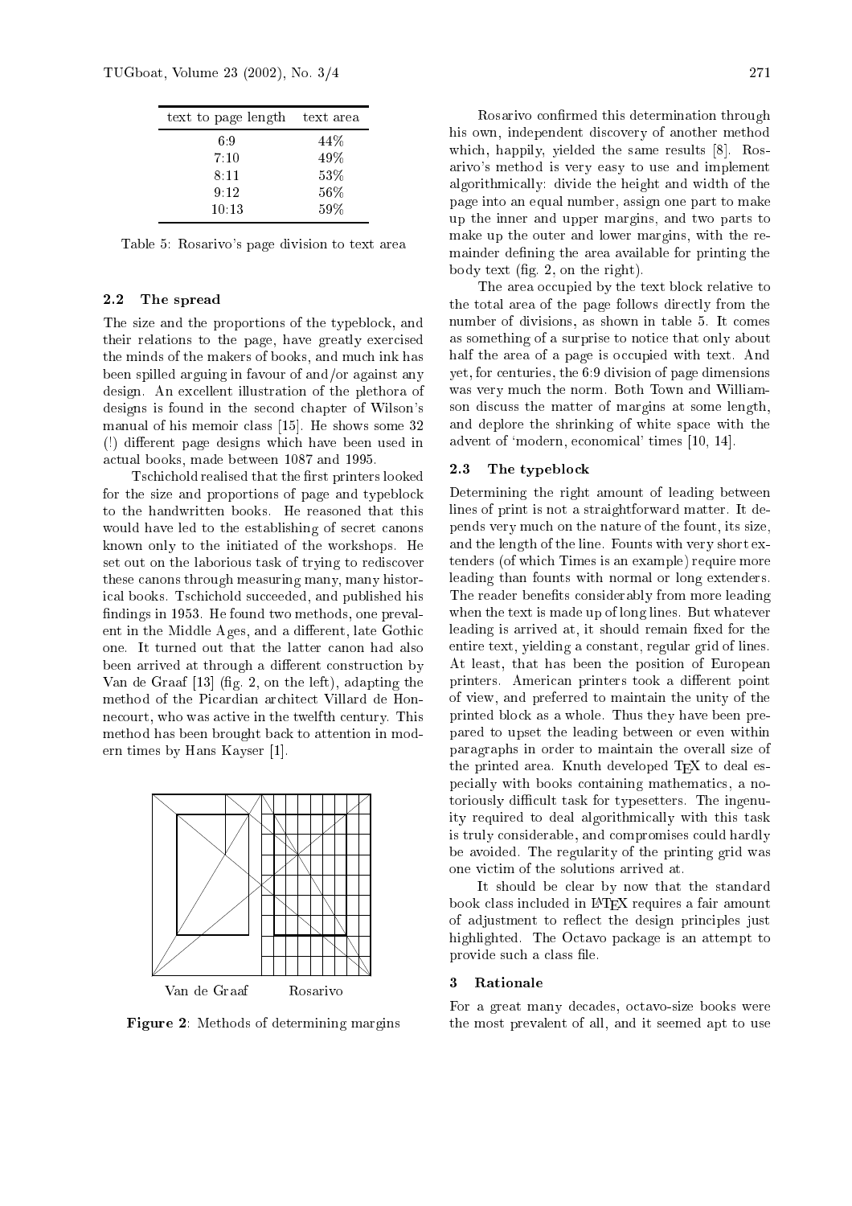| text to page length | text area |
|---|---|
| 6:9 | 44% |
| 7:10 | 49% |
| 8:11 | 53% |
| 9:12 | 56% |
| 10:13 | 59% |

Table 5: Rosarivo's page division to text area

### 2.2 The spread

The size and the proportions of the typeblock, and their relations to the page, have greatly exercised the minds of the makers of books, and much ink has been spilled arguing in favour of and/or against any design. An excellent illustration of the plethora of designs is found in the second chapter of Wilson's manual of his memoir class [15]. He shows some 32 (!) different page designs which have been used in actual books, made between 1087 and 1995.

Tschichold realised that the first printers looked for the size and proportions of page and typeblock to the handwritten books. He reasoned that this would have led to the establishing of secret canons known only to the initiated of the workshops. He set out on the laborious task of trying to rediscover these canons through measuring many, many historical books. Tschichold succeeded, and published his findings in 1953. He found two methods, one prevalent in the Middle Ages, and a different, late Gothic one. It turned out that the latter canon had also been arrived at through a different construction by Van de Graaf [13] (fig. 2, on the left), adapting the method of the Picardian architect Villard de Honnecourt, who was active in the twelfth century. This method has been brought back to attention in modern times by Hans Kayser [1].

Van de Graaf Rosarivo

**Figure 2**: Methods of determining margins

Rosarivo confirmed this determination through his own, independent discovery of another method which, happily, yielded the same results [8]. Rosarivo's method is very easy to use and implement algorithmically: divide the height and width of the page into an equal number, assign one part to make up the inner and upper margins, and two parts to make up the outer and lower margins, with the remainder defining the area available for printing the body text (fig. 2, on the right).

The area occupied by the text block relative to the total area of the page follows directly from the number of divisions, as shown in table 5. It comes as something of a surprise to notice that only about half the area of a page is occupied with text. And yet, for centuries, the 6:9 division of page dimensions was very much the norm. Both Town and Williamson discuss the matter of margins at some length, and deplore the shrinking of white space with the advent of 'modern, economical' times [10, 14].

### 2.3 The typeblock

Determining the right amount of leading between lines of print is not a straightforward matter. It depends very much on the nature of the fount, its size, and the length of the line. Founts with very short extenders (of which Times is an example) require more leading than founts with normal or long extenders. The reader benefits considerably from more leading when the text is made up of long lines. But whatever leading is arrived at, it should remain fixed for the entire text, yielding a constant, regular grid of lines. At least, that has been the position of European printers. American printers took a different point of view, and preferred to maintain the unity of the printed block as a whole. Thus they have been prepared to upset the leading between or even within paragraphs in order to maintain the overall size of the printed area. Knuth developed TeX to deal especially with books containing mathematics, a notoriously difficult task for typesetters. The ingenuity required to deal algorithmically with this task is truly considerable, and compromises could hardly be avoided. The regularity of the printing grid was one victim of the solutions arrived at.

It should be clear by now that the standard book class included in LaTeX requires a fair amount of adjustment to reflect the design principles just highlighted. The Octavo package is an attempt to provide such a class file.

## 3 Rationale

For a great many decades, octavo-size books were the most prevalent of all, and it seemed apt to use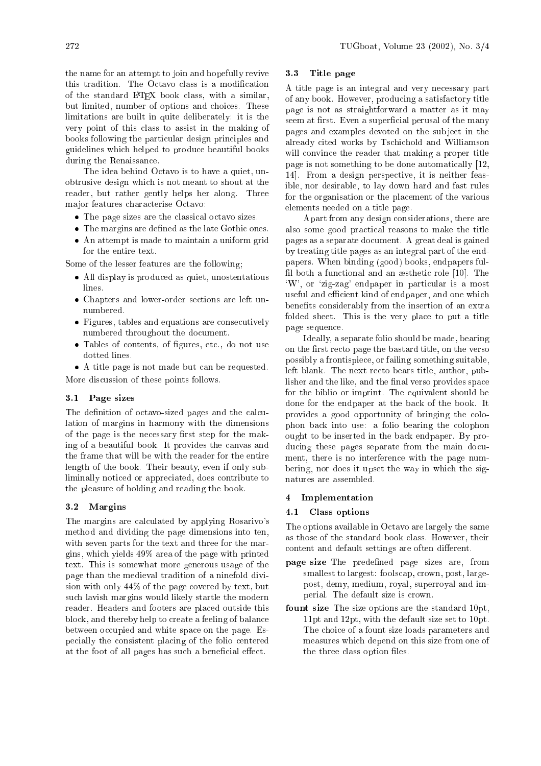the name for an attempt to join and hopefully revive this tradition. The Octavo class is a modification of the standard LaTeX book class, with a similar, but limited, number of options and choices. These limitations are built in quite deliberately: it is the very point of this class to assist in the making of books following the particular design principles and guidelines which helped to produce beautiful books during the Renaissance.

The idea behind Octavo is to have a quiet, unobtrusive design which is not meant to shout at the reader, but rather gently helps her along. Three major features characterise Octavo:

- The page sizes are the classical octavo sizes.
- The margins are defined as the late Gothic ones.
- An attempt is made to maintain a uniform grid for the entire text.

Some of the lesser features are the following;

- All display is produced as quiet, unostentatious lines.
- Chapters and lower-order sections are left unnumbered.
- Figures, tables and equations are consecutively numbered throughout the document.
- Tables of contents, of figures, etc., do not use dotted lines.
- A title page is not made but can be requested.

More discussion of these points follows.

### 3.1 Page sizes

The definition of octavo-sized pages and the calculation of margins in harmony with the dimensions of the page is the necessary first step for the making of a beautiful book. It provides the canvas and the frame that will be with the reader for the entire length of the book. Their beauty, even if only subliminally noticed or appreciated, does contribute to the pleasure of holding and reading the book.

### 3.2 Margins

The margins are calculated by applying Rosarivo's method and dividing the page dimensions into ten, with seven parts for the text and three for the margins, which yields 49% area of the page with printed text. This is somewhat more generous usage of the page than the medieval tradition of a ninefold division with only 44% of the page covered by text, but such lavish margins would likely startle the modern reader. Headers and footers are placed outside this block, and thereby help to create a feeling of balance between occupied and white space on the page. Especially the consistent placing of the folio centered at the foot of all pages has such a beneficial effect.

### 3.3 Title page

A title page is an integral and very necessary part of any book. However, producing a satisfactory title page is not as straightforward a matter as it may seem at first. Even a superficial perusal of the many pages and examples devoted on the subject in the already cited works by Tschichold and Williamson will convince the reader that making a proper title page is not something to be done automatically [12, 14]. From a design perspective, it is neither feasible, nor desirable, to lay down hard and fast rules for the organisation or the placement of the various elements needed on a title page.

Apart from any design considerations, there are also some good practical reasons to make the title pages as a separate document. A great deal is gained by treating title pages as an integral part of the endpapers. When binding (good) books, endpapers fulfil both a functional and an æsthetic role [10]. The 'W', or 'zig-zag' endpaper in particular is a most useful and efficient kind of endpaper, and one which benefits considerably from the insertion of an extra folded sheet. This is the very place to put a title page sequence.

Ideally, a separate folio should be made, bearing on the first recto page the bastard title, on the verso possibly a frontispiece, or failing something suitable, left blank. The next recto bears title, author, publisher and the like, and the final verso provides space for the biblio or imprint. The equivalent should be done for the endpaper at the back of the book. It provides a good opportunity of bringing the colophon back into use: a folio bearing the colophon ought to be inserted in the back endpaper. By producing these pages separate from the main document, there is no interference with the page numbering, nor does it upset the way in which the signatures are assembled.

## 4 Implementation

### 4.1 Class options

The options available in Octavo are largely the same as those of the standard book class. However, their content and default settings are often different.

**page size** The predefined page sizes are, from smallest to largest: foolscap, crown, post, largepost, demy, medium, royal, superroyal and imperial. The default size is crown.

**fount size** The size options are the standard 10pt, 11pt and 12pt, with the default size set to 10pt. The choice of a fount size loads parameters and measures which depend on this size from one of the three class option files.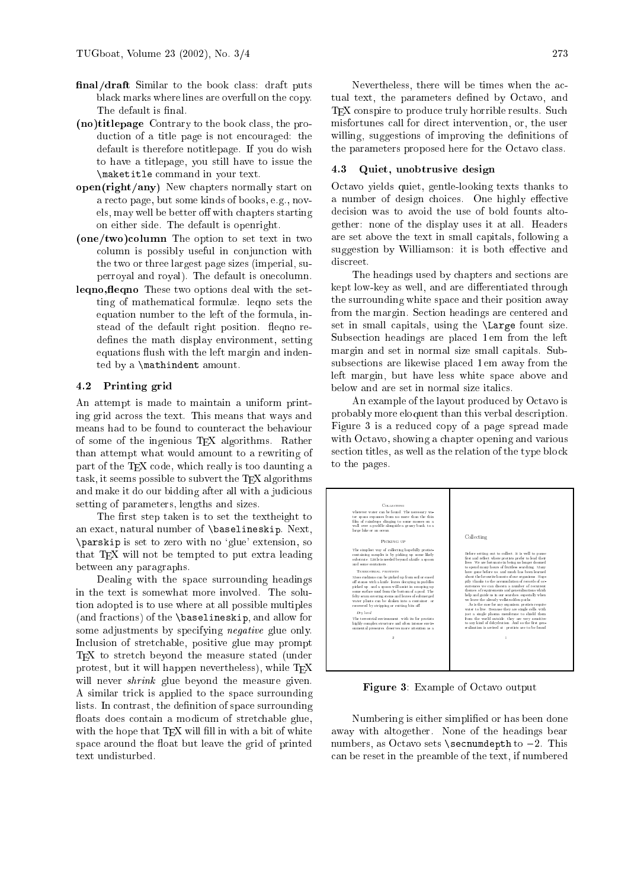**final/draft** Similar to the book class: draft puts black marks where lines are overfull on the copy. The default is final.

**(no)titlepage** Contrary to the book class, the production of a title page is not encouraged: the default is therefore notitlepage. If you do wish to have a titlepage, you still have to issue the `\maketitle` command in your text.

**open(right/any)** New chapters normally start on a recto page, but some kinds of books, e.g., novels, may well be better off with chapters starting on either side. The default is openright.

**(one/two)column** The option to set text in two column is possibly useful in conjunction with the two or three largest page sizes (imperial, superroyal and royal). The default is onecolumn.

**leqno,fleqno** These two options deal with the setting of mathematical formulæ. leqno sets the equation number to the left of the formula, instead of the default right position. fleqno redefines the math display environment, setting equations flush with the left margin and indented by a `\mathindent` amount.

### 4.2 Printing grid

An attempt is made to maintain a uniform printing grid across the text. This means that ways and means had to be found to counteract the behaviour of some of the ingenious TEX algorithms. Rather than attempt what would amount to a rewriting of part of the TEX code, which really is too daunting a task, it seems possible to subvert the TEX algorithms and make it do our bidding after all with a judicious setting of parameters, lengths and sizes.

The first step taken is to set the textheight to an exact, natural number of `\baselineskip`. Next, `\parskip` is set to zero with no 'glue' extension, so that TEX will not be tempted to put extra leading between any paragraphs.

Dealing with the space surrounding headings in the text is somewhat more involved. The solution adopted is to use where at all possible multiples (and fractions) of the `\baselineskip`, and allow for some adjustments by specifying *negative* glue only. Inclusion of stretchable, positive glue may prompt TEX to stretch beyond the measure stated (under protest, but it will happen nevertheless), while TEX will never *shrink* glue beyond the measure given. A similar trick is applied to the space surrounding lists. In contrast, the definition of space surrounding floats does contain a modicum of stretchable glue, with the hope that TEX will fill in with a bit of white space around the float but leave the grid of printed text undisturbed.

Nevertheless, there will be times when the actual text, the parameters defined by Octavo, and TEX conspire to produce truly horrible results. Such misfortunes call for direct intervention, or, the user willing, suggestions of improving the definitions of the parameters proposed here for the Octavo class.

### 4.3 Quiet, unobtrusive design

Octavo yields quiet, gentle-looking texts thanks to a number of design choices. One highly effective decision was to avoid the use of bold founts altogether: none of the display uses it at all. Headers are set above the text in small capitals, following a suggestion by Williamson: it is both effective and discreet.

The headings used by chapters and sections are kept low-key as well, and are differentiated through the surrounding white space and their position away from the margin. Section headings are centered and set in small capitals, using the `\Large` fount size. Subsection headings are placed 1 em from the left margin and set in normal size small capitals. Subsubsections are likewise placed 1 em away from the left margin, but have less white space above and below and are set in normal size italics.

An example of the layout produced by Octavo is probably more eloquent than this verbal description. Figure 3 is a reduced copy of a page spread made with Octavo, showing a chapter opening and various section titles, as well as the relation of the type block to the pages.

**Figure 3**: Example of Octavo output

Numbering is either simplified or has been done away with altogether. None of the headings bear numbers, as Octavo sets `\secnumdepth` to $-2$. This can be reset in the preamble of the text, if numbered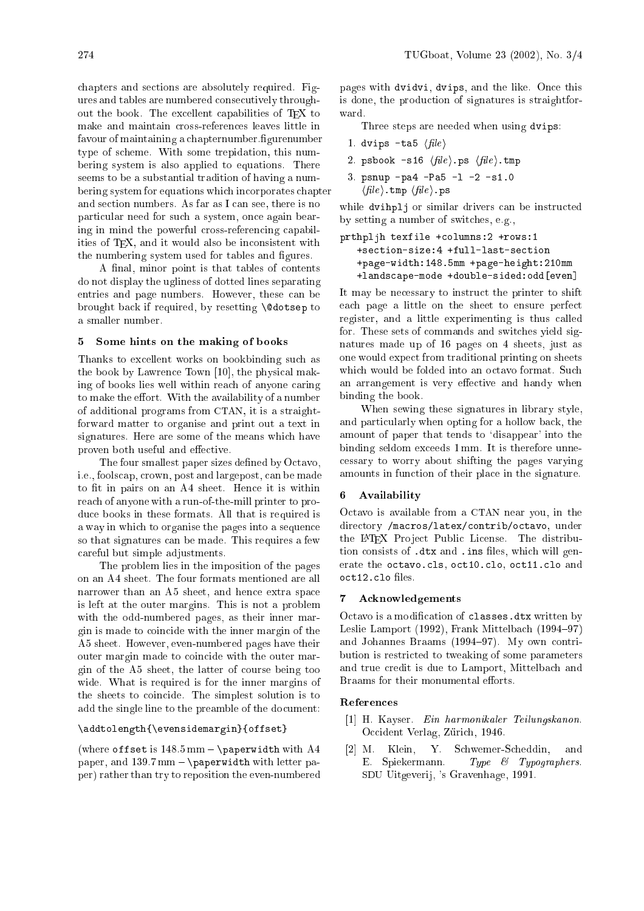chapters and sections are absolutely required. Figures and tables are numbered consecutively throughout the book. The excellent capabilities of TeX to make and maintain cross-references leaves little in favour of maintaining a chapternumber.figurenumber type of scheme. With some trepidation, this numbering system is also applied to equations. There seems to be a substantial tradition of having a numbering system for equations which incorporates chapter and section numbers. As far as I can see, there is no particular need for such a system, once again bearing in mind the powerful cross-referencing capabilities of TeX, and it would also be inconsistent with the numbering system used for tables and figures.

A final, minor point is that tables of contents do not display the ugliness of dotted lines separating entries and page numbers. However, these can be brought back if required, by resetting `\@dotsep` to a smaller number.

## 5 Some hints on the making of books

Thanks to excellent works on bookbinding such as the book by Lawrence Town [10], the physical making of books lies well within reach of anyone caring to make the effort. With the availability of a number of additional programs from CTAN, it is a straightforward matter to organise and print out a text in signatures. Here are some of the means which have proven both useful and effective.

The four smallest paper sizes defined by Octavo, i.e., foolscap, crown, post and largepost, can be made to fit in pairs on an A4 sheet. Hence it is within reach of anyone with a run-of-the-mill printer to produce books in these formats. All that is required is a way in which to organise the pages into a sequence so that signatures can be made. This requires a few careful but simple adjustments.

The problem lies in the imposition of the pages on an A4 sheet. The four formats mentioned are all narrower than an A5 sheet, and hence extra space is left at the outer margins. This is not a problem with the odd-numbered pages, as their inner margin is made to coincide with the inner margin of the A5 sheet. However, even-numbered pages have their outer margin made to coincide with the outer margin of the A5 sheet, the latter of course being too wide. What is required is for the inner margins of the sheets to coincide. The simplest solution is to add the single line to the preamble of the document:

```
\addtolength{\evensidemargin}{offset}
```

(where `offset` is 148.5 mm − `\paperwidth` with A4 paper, and 139.7 mm − `\paperwidth` with letter paper) rather than try to reposition the even-numbered pages with `dvidvi`, `dvips`, and the like. Once this is done, the production of signatures is straightforward.

Three steps are needed when using `dvips`:

1. `dvips -ta5 ⟨file⟩`
2. `psbook -s16 ⟨file⟩.ps ⟨file⟩.tmp`
3. `psnup -pa4 -Pa5 -l -2 -s1.0 ⟨file⟩.tmp ⟨file⟩.ps`

while `dvihplj` or similar drivers can be instructed by setting a number of switches, e.g.,

```
prthpljh texfile +columns:2 +rows:1
   +section-size:4 +full-last-section
   +page-width:148.5mm +page-height:210mm
   +landscape-mode +double-sided:odd[even]
```

It may be necessary to instruct the printer to shift each page a little on the sheet to ensure perfect register, and a little experimenting is thus called for. These sets of commands and switches yield signatures made up of 16 pages on 4 sheets, just as one would expect from traditional printing on sheets which would be folded into an octavo format. Such an arrangement is very effective and handy when binding the book.

When sewing these signatures in library style, and particularly when opting for a hollow back, the amount of paper that tends to 'disappear' into the binding seldom exceeds 1 mm. It is therefore unnecessary to worry about shifting the pages varying amounts in function of their place in the signature.

## 6 Availability

Octavo is available from a CTAN near you, in the directory `/macros/latex/contrib/octavo`, under the LaTeX Project Public License. The distribution consists of `.dtx` and `.ins` files, which will generate the `octavo.cls`, `oct10.clo`, `oct11.clo` and `oct12.clo` files.

## 7 Acknowledgements

Octavo is a modification of `classes.dtx` written by Leslie Lamport (1992), Frank Mittelbach (1994–97) and Johannes Braams (1994–97). My own contribution is restricted to tweaking of some parameters and true credit is due to Lamport, Mittelbach and Braams for their monumental efforts.

### References

[1] H. Kayser. *Ein harmonikaler Teilungskanon.* Occident Verlag, Zürich, 1946.

[2] M. Klein, Y. Schwemer-Scheddin, and E. Spiekermann. *Type & Typographers.* SDU Uitgeverij, 's Gravenhage, 1991.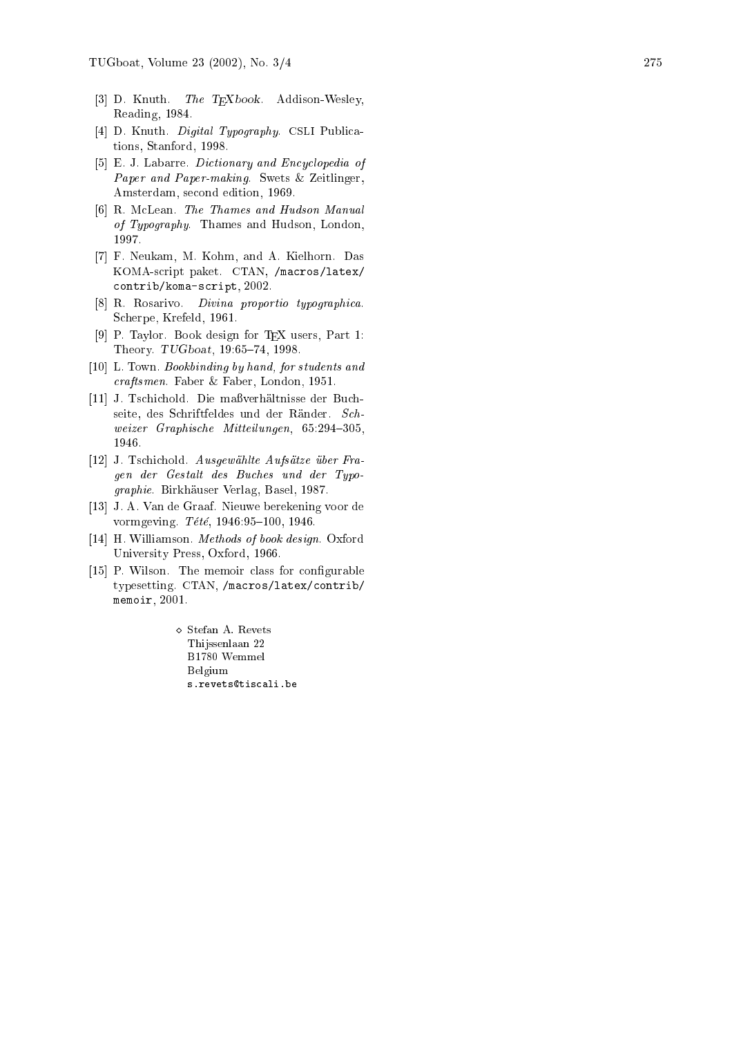[3] D. Knuth. *The TEXbook*. Addison-Wesley, Reading, 1984.

[4] D. Knuth. *Digital Typography*. CSLI Publications, Stanford, 1998.

[5] E. J. Labarre. *Dictionary and Encyclopedia of Paper and Paper-making*. Swets & Zeitlinger, Amsterdam, second edition, 1969.

[6] R. McLean. *The Thames and Hudson Manual of Typography*. Thames and Hudson, London, 1997.

[7] F. Neukam, M. Kohm, and A. Kielhorn. Das KOMA-script paket. CTAN, `/macros/latex/contrib/koma-script`, 2002.

[8] R. Rosarivo. *Divina proportio typographica*. Scherpe, Krefeld, 1961.

[9] P. Taylor. Book design for TEX users, Part 1: Theory. *TUGboat*, 19:65–74, 1998.

[10] L. Town. *Bookbinding by hand, for students and craftsmen*. Faber & Faber, London, 1951.

[11] J. Tschichold. Die maßverhältnisse der Buchseite, des Schriftfeldes und der Ränder. *Schweizer Graphische Mitteilungen*, 65:294–305, 1946.

[12] J. Tschichold. *Ausgewählte Aufsätze über Fragen der Gestalt des Buches und der Typographie*. Birkhäuser Verlag, Basel, 1987.

[13] J. A. Van de Graaf. Nieuwe berekening voor de vormgeving. *Tété*, 1946:95–100, 1946.

[14] H. Williamson. *Methods of book design*. Oxford University Press, Oxford, 1966.

[15] P. Wilson. The memoir class for configurable typesetting. CTAN, `/macros/latex/contrib/memoir`, 2001.

⋄ Stefan A. Revets
Thijssenlaan 22
B1780 Wemmel
Belgium
`s.revets@tiscali.be`